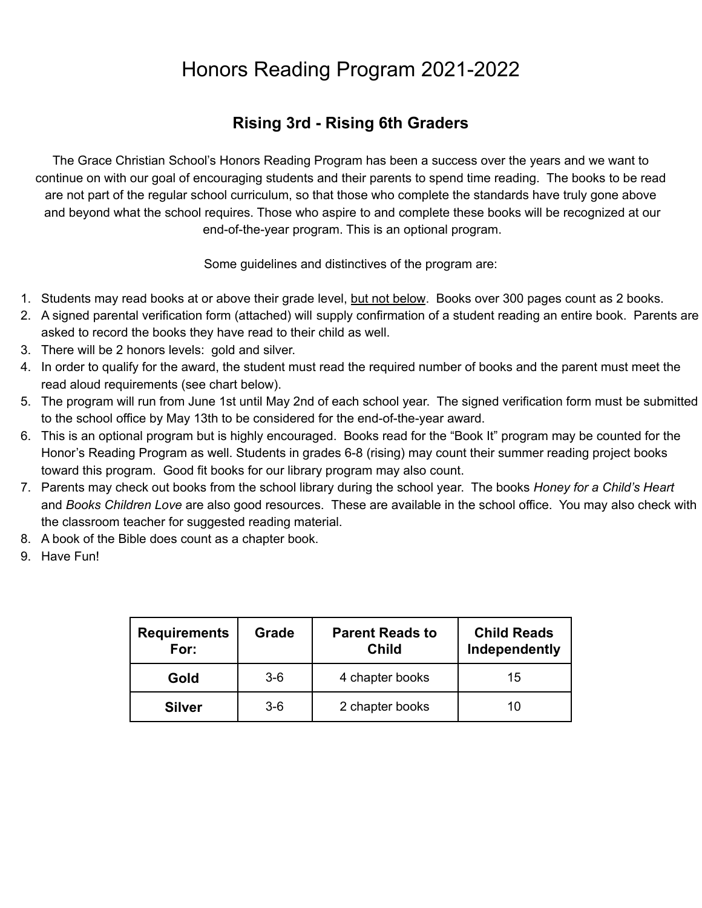# Honors Reading Program 2021-2022

## Rising 3rd - Rising 6th Graders

The Grace Christian School's Honors Reading Program has been a success over the years and we want to continue on with our goal of encouraging students and their parents to spend time reading. The books to be read are not part of the regular school curriculum, so that those who complete the standards have truly gone above and beyond what the school requires. Those who aspire to and complete these books will be recognized at our end-of-the-year program. This is an optional program.

Some guidelines and distinctives of the program are:

1. Students may read books at or above their grade level, <u>but not below</u>. Books over 300 pages count as 2 books.
2. A signed parental verification form (attached) will supply confirmation of a student reading an entire book. Parents are asked to record the books they have read to their child as well.
3. There will be 2 honors levels: gold and silver.
4. In order to qualify for the award, the student must read the required number of books and the parent must meet the read aloud requirements (see chart below).
5. The program will run from June 1st until May 2nd of each school year. The signed verification form must be submitted to the school office by May 13th to be considered for the end-of-the-year award.
6. This is an optional program but is highly encouraged. Books read for the "Book It" program may be counted for the Honor's Reading Program as well. Students in grades 6-8 (rising) may count their summer reading project books toward this program. Good fit books for our library program may also count.
7. Parents may check out books from the school library during the school year. The books *Honey for a Child's Heart* and *Books Children Love* are also good resources. These are available in the school office. You may also check with the classroom teacher for suggested reading material.
8. A book of the Bible does count as a chapter book.
9. Have Fun!

| Requirements For: | Grade | Parent Reads to Child | Child Reads Independently |
|---|---|---|---|
| **Gold** | 3-6 | 4 chapter books | 15 |
| **Silver** | 3-6 | 2 chapter books | 10 |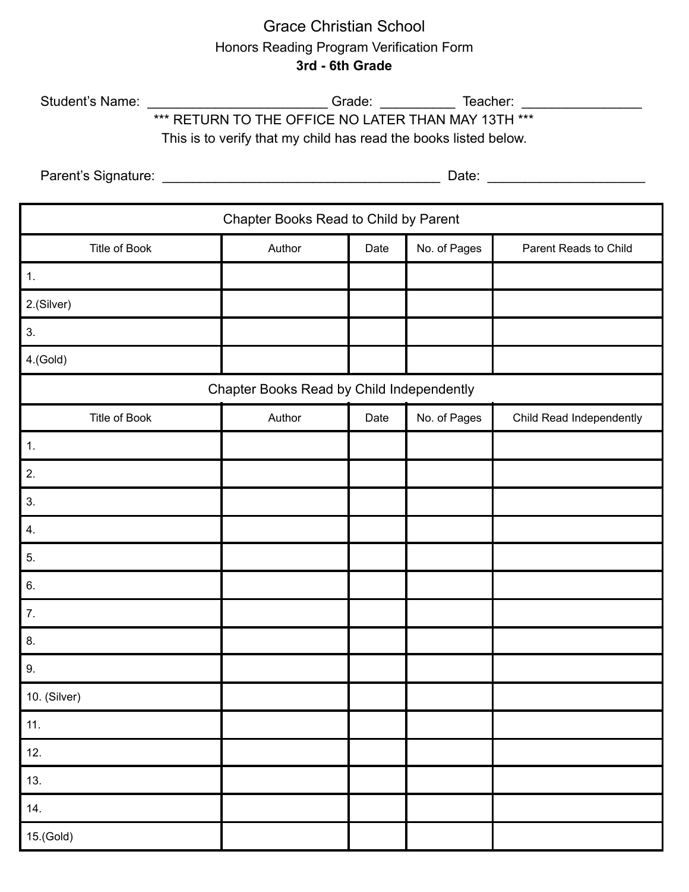# Grace Christian School

Honors Reading Program Verification Form

**3rd - 6th Grade**

Student's Name: ________________________ Grade: __________ Teacher: ________________

*** RETURN TO THE OFFICE NO LATER THAN MAY 13TH ***

This is to verify that my child has read the books listed below.

Parent's Signature: _____________________________________ Date: ____________________

| Chapter Books Read to Child by Parent | | | | |
|---|---|---|---|---|
| Title of Book | Author | Date | No. of Pages | Parent Reads to Child |
| 1. | | | | |
| 2.(Silver) | | | | |
| 3. | | | | |
| 4.(Gold) | | | | |

| Chapter Books Read by Child Independently | | | | |
|---|---|---|---|---|
| Title of Book | Author | Date | No. of Pages | Child Read Independently |
| 1. | | | | |
| 2. | | | | |
| 3. | | | | |
| 4. | | | | |
| 5. | | | | |
| 6. | | | | |
| 7. | | | | |
| 8. | | | | |
| 9. | | | | |
| 10. (Silver) | | | | |
| 11. | | | | |
| 12. | | | | |
| 13. | | | | |
| 14. | | | | |
| 15.(Gold) | | | | |